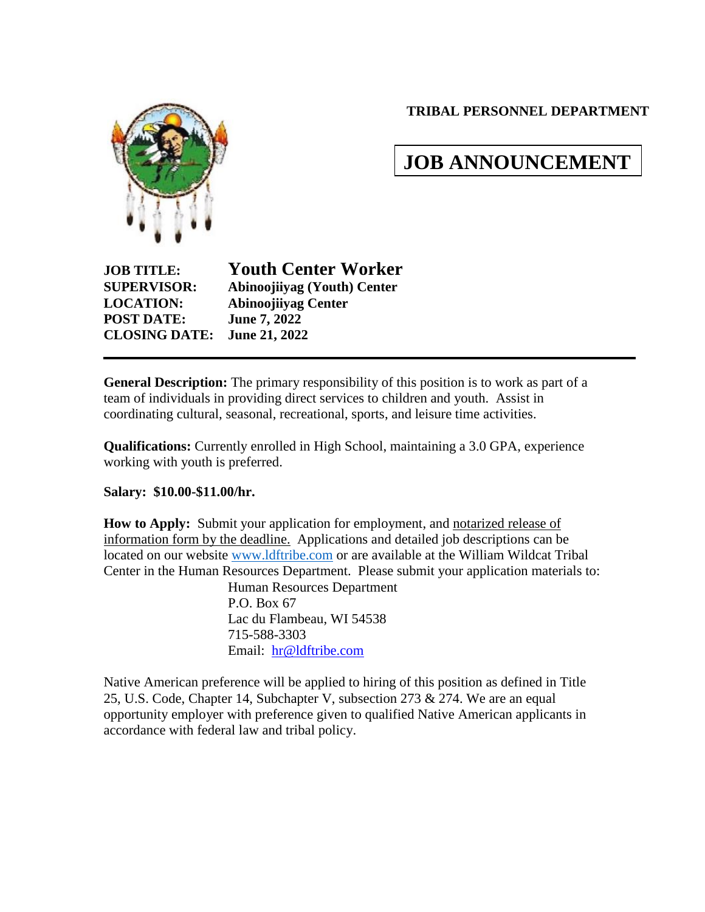**TRIBAL PERSONNEL DEPARTMENT**

# JOB ANNOUNCEMENT

**JOB TITLE:** **Youth Center Worker**
**SUPERVISOR:** **Abinoojiiyag (Youth) Center**
**LOCATION:** **Abinoojiiyag Center**
**POST DATE:** **June 7, 2022**
**CLOSING DATE:** **June 21, 2022**

---

**General Description:** The primary responsibility of this position is to work as part of a team of individuals in providing direct services to children and youth. Assist in coordinating cultural, seasonal, recreational, sports, and leisure time activities.

**Qualifications:** Currently enrolled in High School, maintaining a 3.0 GPA, experience working with youth is preferred.

**Salary: $10.00-$11.00/hr.**

**How to Apply:** Submit your application for employment, and notarized release of information form by the deadline. Applications and detailed job descriptions can be located on our website www.ldftribe.com or are available at the William Wildcat Tribal Center in the Human Resources Department. Please submit your application materials to:

Human Resources Department
P.O. Box 67
Lac du Flambeau, WI 54538
715-588-3303
Email: hr@ldftribe.com

Native American preference will be applied to hiring of this position as defined in Title 25, U.S. Code, Chapter 14, Subchapter V, subsection 273 & 274. We are an equal opportunity employer with preference given to qualified Native American applicants in accordance with federal law and tribal policy.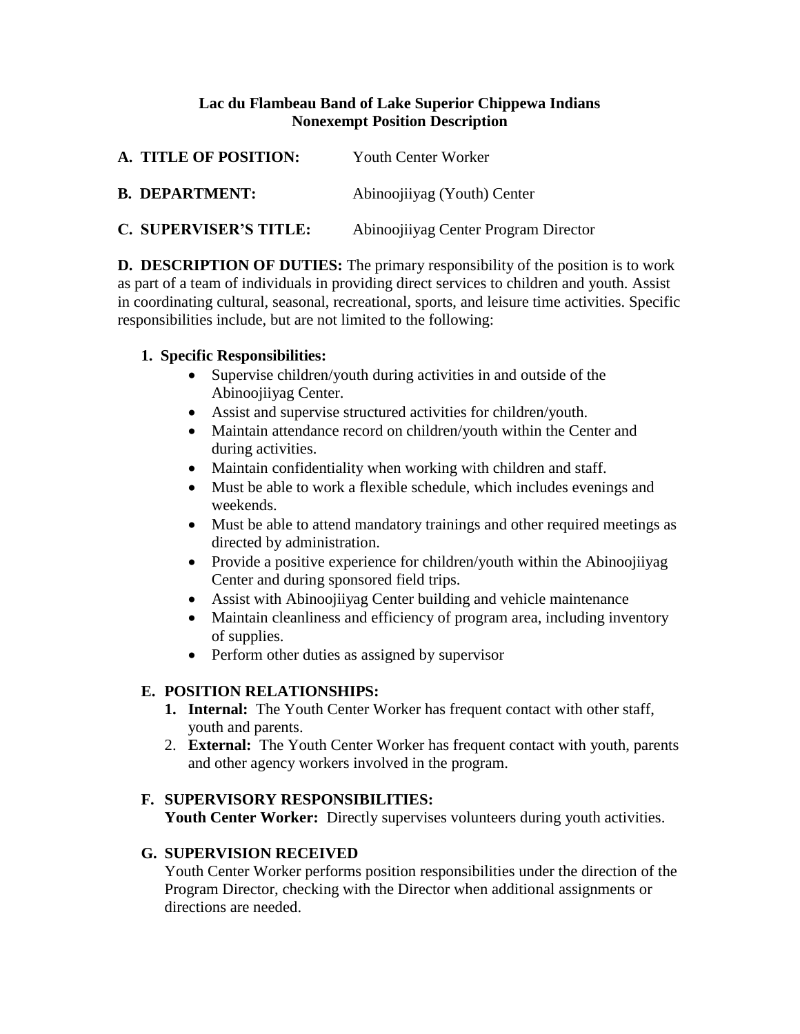**Lac du Flambeau Band of Lake Superior Chippewa Indians**
**Nonexempt Position Description**

**A. TITLE OF POSITION:** Youth Center Worker

**B. DEPARTMENT:** Abinoojiiyag (Youth) Center

**C. SUPERVISER'S TITLE:** Abinoojiiyag Center Program Director

**D. DESCRIPTION OF DUTIES:** The primary responsibility of the position is to work as part of a team of individuals in providing direct services to children and youth. Assist in coordinating cultural, seasonal, recreational, sports, and leisure time activities. Specific responsibilities include, but are not limited to the following:

1. **Specific Responsibilities:**
   - Supervise children/youth during activities in and outside of the Abinoojiiyag Center.
   - Assist and supervise structured activities for children/youth.
   - Maintain attendance record on children/youth within the Center and during activities.
   - Maintain confidentiality when working with children and staff.
   - Must be able to work a flexible schedule, which includes evenings and weekends.
   - Must be able to attend mandatory trainings and other required meetings as directed by administration.
   - Provide a positive experience for children/youth within the Abinoojiiyag Center and during sponsored field trips.
   - Assist with Abinoojiiyag Center building and vehicle maintenance
   - Maintain cleanliness and efficiency of program area, including inventory of supplies.
   - Perform other duties as assigned by supervisor

**E. POSITION RELATIONSHIPS:**

1. **Internal:** The Youth Center Worker has frequent contact with other staff, youth and parents.
2. **External:** The Youth Center Worker has frequent contact with youth, parents and other agency workers involved in the program.

**F. SUPERVISORY RESPONSIBILITIES:**

**Youth Center Worker:** Directly supervises volunteers during youth activities.

**G. SUPERVISION RECEIVED**

Youth Center Worker performs position responsibilities under the direction of the Program Director, checking with the Director when additional assignments or directions are needed.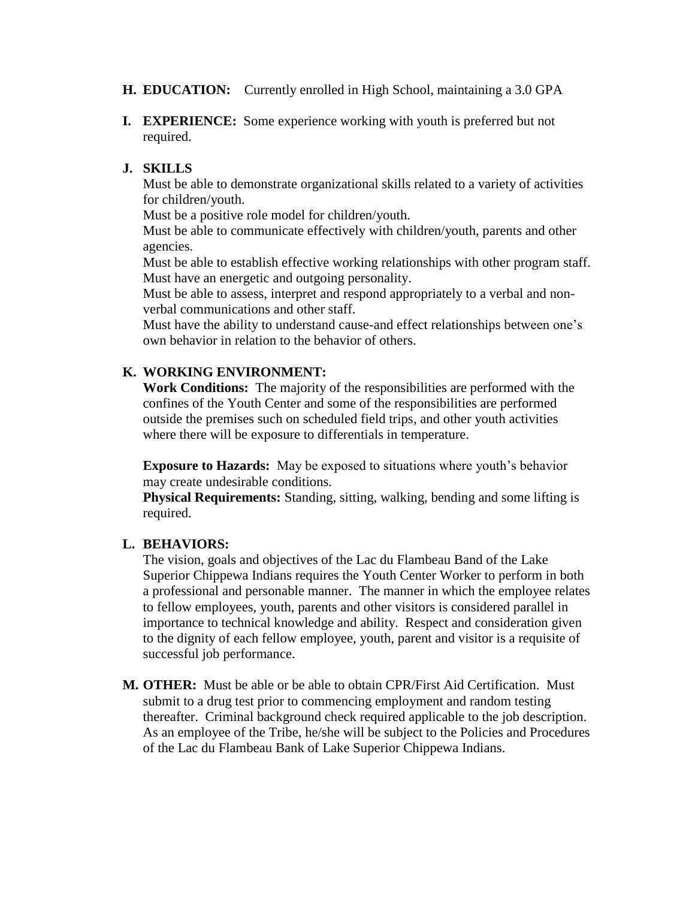**H. EDUCATION:** Currently enrolled in High School, maintaining a 3.0 GPA

**I. EXPERIENCE:** Some experience working with youth is preferred but not required.

**J. SKILLS**

Must be able to demonstrate organizational skills related to a variety of activities for children/youth.
Must be a positive role model for children/youth.
Must be able to communicate effectively with children/youth, parents and other agencies.
Must be able to establish effective working relationships with other program staff.
Must have an energetic and outgoing personality.
Must be able to assess, interpret and respond appropriately to a verbal and non-verbal communications and other staff.
Must have the ability to understand cause-and effect relationships between one's own behavior in relation to the behavior of others.

**K. WORKING ENVIRONMENT:**

**Work Conditions:** The majority of the responsibilities are performed with the confines of the Youth Center and some of the responsibilities are performed outside the premises such on scheduled field trips, and other youth activities where there will be exposure to differentials in temperature.

**Exposure to Hazards:** May be exposed to situations where youth's behavior may create undesirable conditions.
**Physical Requirements:** Standing, sitting, walking, bending and some lifting is required.

**L. BEHAVIORS:**

The vision, goals and objectives of the Lac du Flambeau Band of the Lake Superior Chippewa Indians requires the Youth Center Worker to perform in both a professional and personable manner. The manner in which the employee relates to fellow employees, youth, parents and other visitors is considered parallel in importance to technical knowledge and ability. Respect and consideration given to the dignity of each fellow employee, youth, parent and visitor is a requisite of successful job performance.

**M. OTHER:** Must be able or be able to obtain CPR/First Aid Certification. Must submit to a drug test prior to commencing employment and random testing thereafter. Criminal background check required applicable to the job description. As an employee of the Tribe, he/she will be subject to the Policies and Procedures of the Lac du Flambeau Bank of Lake Superior Chippewa Indians.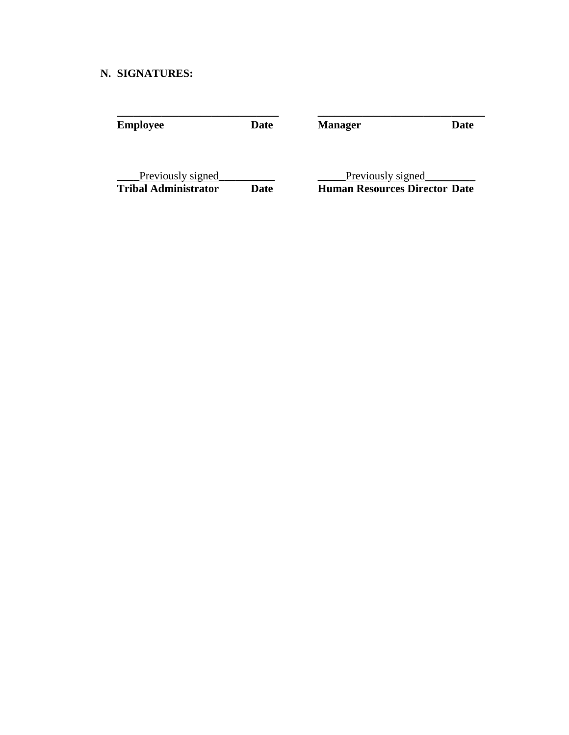**N. SIGNATURES:**

| | | | |
|---|---|---|---|
| _______________________________ | | _______________________________ | |
| **Employee** | **Date** | **Manager** | **Date** |
| ____Previously signed__________ | | _____Previously signed_________ | |
| **Tribal Administrator** | **Date** | **Human Resources Director** | **Date** |